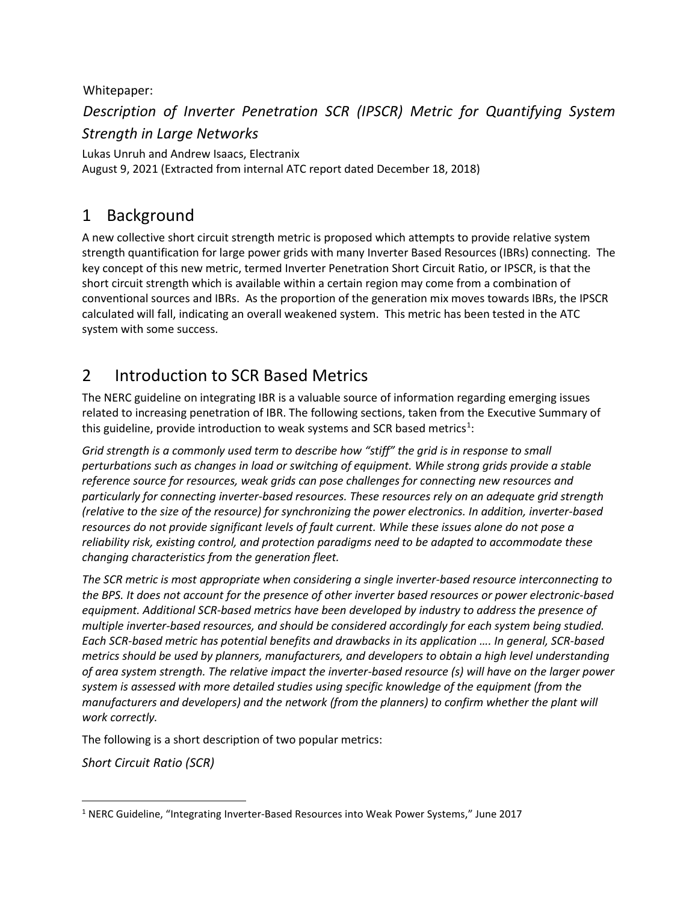Whitepaper:

*Description of Inverter Penetration SCR (IPSCR) Metric for Quantifying System Strength in Large Networks*

Lukas Unruh and Andrew Isaacs, Electranix
August 9, 2021 (Extracted from internal ATC report dated December 18, 2018)

# 1 Background

A new collective short circuit strength metric is proposed which attempts to provide relative system strength quantification for large power grids with many Inverter Based Resources (IBRs) connecting. The key concept of this new metric, termed Inverter Penetration Short Circuit Ratio, or IPSCR, is that the short circuit strength which is available within a certain region may come from a combination of conventional sources and IBRs. As the proportion of the generation mix moves towards IBRs, the IPSCR calculated will fall, indicating an overall weakened system. This metric has been tested in the ATC system with some success.

# 2 Introduction to SCR Based Metrics

The NERC guideline on integrating IBR is a valuable source of information regarding emerging issues related to increasing penetration of IBR. The following sections, taken from the Executive Summary of this guideline, provide introduction to weak systems and SCR based metrics[1]:

*Grid strength is a commonly used term to describe how "stiff" the grid is in response to small perturbations such as changes in load or switching of equipment. While strong grids provide a stable reference source for resources, weak grids can pose challenges for connecting new resources and particularly for connecting inverter-based resources. These resources rely on an adequate grid strength (relative to the size of the resource) for synchronizing the power electronics. In addition, inverter-based resources do not provide significant levels of fault current. While these issues alone do not pose a reliability risk, existing control, and protection paradigms need to be adapted to accommodate these changing characteristics from the generation fleet.*

*The SCR metric is most appropriate when considering a single inverter-based resource interconnecting to the BPS. It does not account for the presence of other inverter based resources or power electronic-based equipment. Additional SCR-based metrics have been developed by industry to address the presence of multiple inverter-based resources, and should be considered accordingly for each system being studied. Each SCR-based metric has potential benefits and drawbacks in its application …. In general, SCR-based metrics should be used by planners, manufacturers, and developers to obtain a high level understanding of area system strength. The relative impact the inverter-based resource (s) will have on the larger power system is assessed with more detailed studies using specific knowledge of the equipment (from the manufacturers and developers) and the network (from the planners) to confirm whether the plant will work correctly.*

The following is a short description of two popular metrics:

*Short Circuit Ratio (SCR)*

[1] NERC Guideline, "Integrating Inverter-Based Resources into Weak Power Systems," June 2017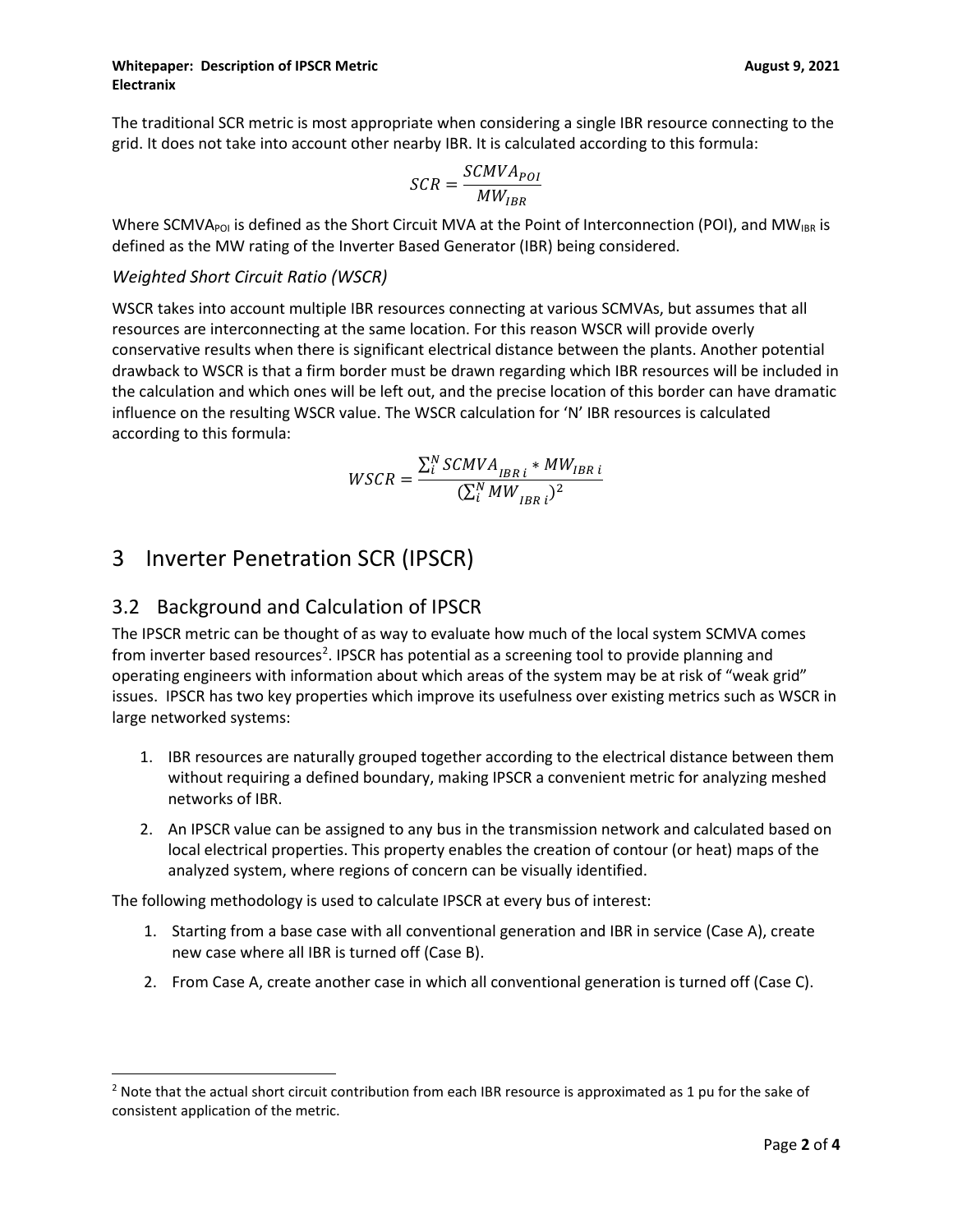The traditional SCR metric is most appropriate when considering a single IBR resource connecting to the grid. It does not take into account other nearby IBR. It is calculated according to this formula:

$$SCR = \frac{SCMVA_{POI}}{MW_{IBR}}$$

Where $SCMVA_{POI}$ is defined as the Short Circuit MVA at the Point of Interconnection (POI), and $MW_{IBR}$ is defined as the MW rating of the Inverter Based Generator (IBR) being considered.

### *Weighted Short Circuit Ratio (WSCR)*

WSCR takes into account multiple IBR resources connecting at various SCMVAs, but assumes that all resources are interconnecting at the same location. For this reason WSCR will provide overly conservative results when there is significant electrical distance between the plants. Another potential drawback to WSCR is that a firm border must be drawn regarding which IBR resources will be included in the calculation and which ones will be left out, and the precise location of this border can have dramatic influence on the resulting WSCR value. The WSCR calculation for 'N' IBR resources is calculated according to this formula:

$$WSCR = \frac{\sum_i^N SCMVA_{IBR\,i} * MW_{IBR\,i}}{(\sum_i^N MW_{IBR\,i})^2}$$

# 3 Inverter Penetration SCR (IPSCR)

## 3.2 Background and Calculation of IPSCR

The IPSCR metric can be thought of as way to evaluate how much of the local system SCMVA comes from inverter based resources[2]. IPSCR has potential as a screening tool to provide planning and operating engineers with information about which areas of the system may be at risk of "weak grid" issues. IPSCR has two key properties which improve its usefulness over existing metrics such as WSCR in large networked systems:

1. IBR resources are naturally grouped together according to the electrical distance between them without requiring a defined boundary, making IPSCR a convenient metric for analyzing meshed networks of IBR.
2. An IPSCR value can be assigned to any bus in the transmission network and calculated based on local electrical properties. This property enables the creation of contour (or heat) maps of the analyzed system, where regions of concern can be visually identified.

The following methodology is used to calculate IPSCR at every bus of interest:

1. Starting from a base case with all conventional generation and IBR in service (Case A), create new case where all IBR is turned off (Case B).
2. From Case A, create another case in which all conventional generation is turned off (Case C).

[2] Note that the actual short circuit contribution from each IBR resource is approximated as 1 pu for the sake of consistent application of the metric.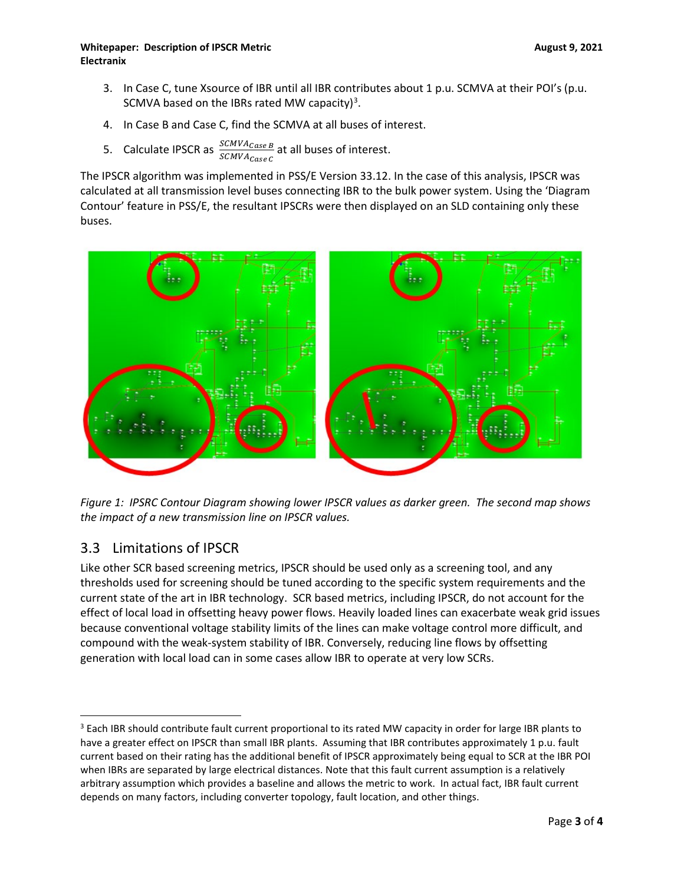3. In Case C, tune Xsource of IBR until all IBR contributes about 1 p.u. SCMVA at their POI's (p.u. SCMVA based on the IBRs rated MW capacity)[3].
4. In Case B and Case C, find the SCMVA at all buses of interest.
5. Calculate IPSCR as $\frac{SCMVA_{Case\,B}}{SCMVA_{Case\,C}}$ at all buses of interest.

The IPSCR algorithm was implemented in PSS/E Version 33.12. In the case of this analysis, IPSCR was calculated at all transmission level buses connecting IBR to the bulk power system. Using the 'Diagram Contour' feature in PSS/E, the resultant IPSCRs were then displayed on an SLD containing only these buses.

*Figure 1: IPSRC Contour Diagram showing lower IPSCR values as darker green. The second map shows the impact of a new transmission line on IPSCR values.*

## 3.3 Limitations of IPSCR

Like other SCR based screening metrics, IPSCR should be used only as a screening tool, and any thresholds used for screening should be tuned according to the specific system requirements and the current state of the art in IBR technology. SCR based metrics, including IPSCR, do not account for the effect of local load in offsetting heavy power flows. Heavily loaded lines can exacerbate weak grid issues because conventional voltage stability limits of the lines can make voltage control more difficult, and compound with the weak-system stability of IBR. Conversely, reducing line flows by offsetting generation with local load can in some cases allow IBR to operate at very low SCRs.

[3] Each IBR should contribute fault current proportional to its rated MW capacity in order for large IBR plants to have a greater effect on IPSCR than small IBR plants. Assuming that IBR contributes approximately 1 p.u. fault current based on their rating has the additional benefit of IPSCR approximately being equal to SCR at the IBR POI when IBRs are separated by large electrical distances. Note that this fault current assumption is a relatively arbitrary assumption which provides a baseline and allows the metric to work. In actual fact, IBR fault current depends on many factors, including converter topology, fault location, and other things.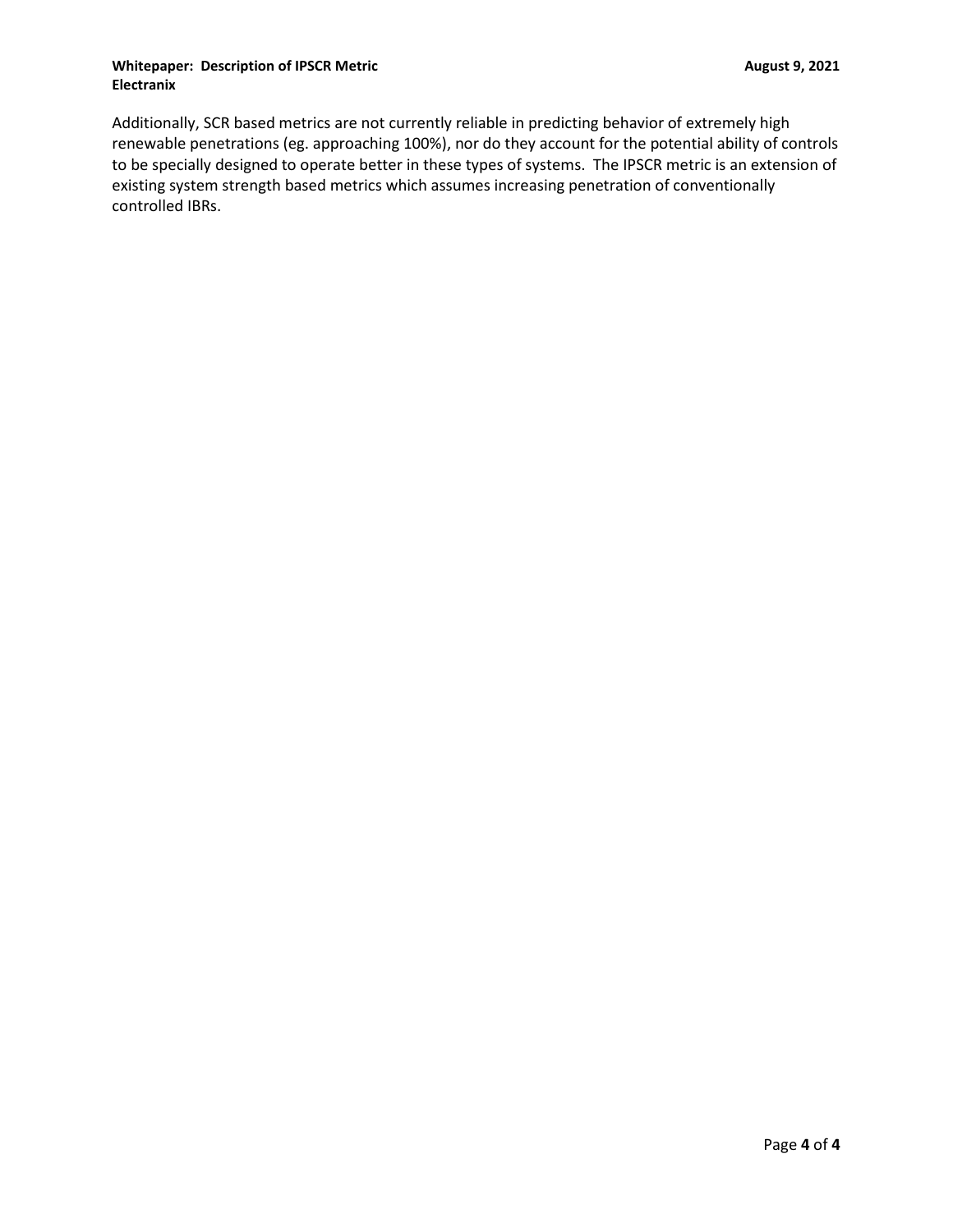Additionally, SCR based metrics are not currently reliable in predicting behavior of extremely high renewable penetrations (eg. approaching 100%), nor do they account for the potential ability of controls to be specially designed to operate better in these types of systems. The IPSCR metric is an extension of existing system strength based metrics which assumes increasing penetration of conventionally controlled IBRs.